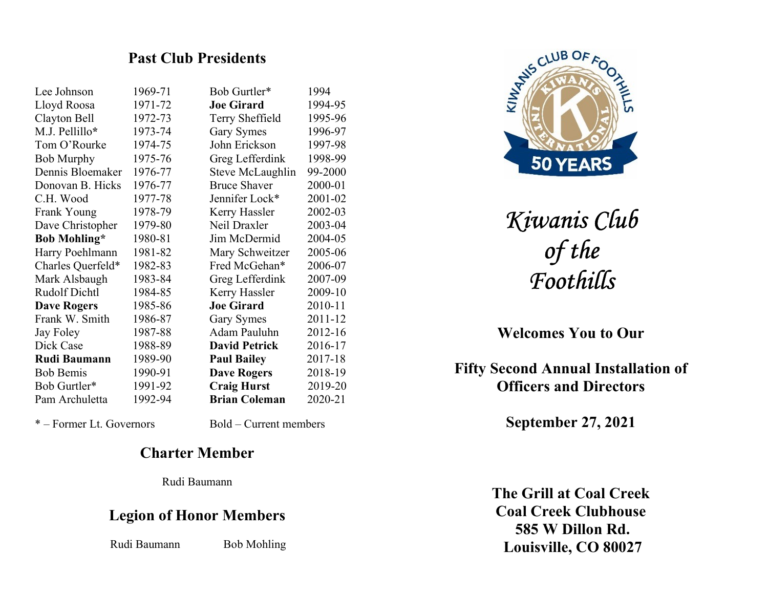## Past Club Presidents

| Name | Years | Name | Years |
|---|---|---|---|
| Lee Johnson | 1969-71 | Bob Gurtler* | 1994 |
| Lloyd Roosa | 1971-72 | **Joe Girard** | 1994-95 |
| Clayton Bell | 1972-73 | Terry Sheffield | 1995-96 |
| M.J. Pellillo* | 1973-74 | Gary Symes | 1996-97 |
| Tom O'Rourke | 1974-75 | John Erickson | 1997-98 |
| Bob Murphy | 1975-76 | Greg Lefferdink | 1998-99 |
| Dennis Bloemaker | 1976-77 | Steve McLaughlin | 99-2000 |
| Donovan B. Hicks | 1976-77 | Bruce Shaver | 2000-01 |
| C.H. Wood | 1977-78 | Jennifer Lock* | 2001-02 |
| Frank Young | 1978-79 | Kerry Hassler | 2002-03 |
| Dave Christopher | 1979-80 | Neil Draxler | 2003-04 |
| **Bob Mohling*** | 1980-81 | Jim McDermid | 2004-05 |
| Harry Poehlmann | 1981-82 | Mary Schweitzer | 2005-06 |
| Charles Querfeld* | 1982-83 | Fred McGehan* | 2006-07 |
| Mark Alsbaugh | 1983-84 | Greg Lefferdink | 2007-09 |
| Rudolf Dichtl | 1984-85 | Kerry Hassler | 2009-10 |
| **Dave Rogers** | 1985-86 | **Joe Girard** | 2010-11 |
| Frank W. Smith | 1986-87 | Gary Symes | 2011-12 |
| Jay Foley | 1987-88 | Adam Pauluhn | 2012-16 |
| Dick Case | 1988-89 | **David Petrick** | 2016-17 |
| **Rudi Baumann** | 1989-90 | **Paul Bailey** | 2017-18 |
| Bob Bemis | 1990-91 | **Dave Rogers** | 2018-19 |
| Bob Gurtler* | 1991-92 | **Craig Hurst** | 2019-20 |
| Pam Archuletta | 1992-94 | **Brian Coleman** | 2020-21 |

* – Former Lt. Governors    Bold – Current members

## Charter Member

Rudi Baumann

## Legion of Honor Members

Rudi Baumann    Bob Mohling

KIWANIS CLUB OF FOOTHILLS – KIWANIS INTERNATIONAL – 50 YEARS

# *Kiwanis Club of the Foothills*

**Welcomes You to Our**

**Fifty Second Annual Installation of Officers and Directors**

**September 27, 2021**

**The Grill at Coal Creek**
**Coal Creek Clubhouse**
**585 W Dillon Rd.**
**Louisville, CO 80027**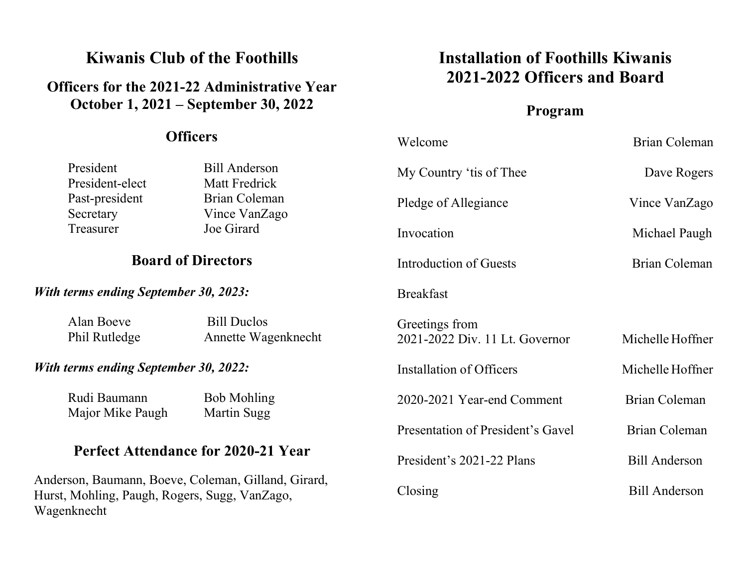# Kiwanis Club of the Foothills

## Officers for the 2021-22 Administrative Year
## October 1, 2021 – September 30, 2022

### Officers

| | |
|---|---|
| President | Bill Anderson |
| President-elect | Matt Fredrick |
| Past-president | Brian Coleman |
| Secretary | Vince VanZago |
| Treasurer | Joe Girard |

### Board of Directors

***With terms ending September 30, 2023:***

| | |
|---|---|
| Alan Boeve | Bill Duclos |
| Phil Rutledge | Annette Wagenknecht |

***With terms ending September 30, 2022:***

| | |
|---|---|
| Rudi Baumann | Bob Mohling |
| Major Mike Paugh | Martin Sugg |

### Perfect Attendance for 2020-21 Year

Anderson, Baumann, Boeve, Coleman, Gilland, Girard, Hurst, Mohling, Paugh, Rogers, Sugg, VanZago, Wagenknecht

# Installation of Foothills Kiwanis 2021-2022 Officers and Board

## Program

| | |
|---|---|
| Welcome | Brian Coleman |
| My Country 'tis of Thee | Dave Rogers |
| Pledge of Allegiance | Vince VanZago |
| Invocation | Michael Paugh |
| Introduction of Guests | Brian Coleman |
| Breakfast | |
| Greetings from 2021-2022 Div. 11 Lt. Governor | Michelle Hoffner |
| Installation of Officers | Michelle Hoffner |
| 2020-2021 Year-end Comment | Brian Coleman |
| Presentation of President's Gavel | Brian Coleman |
| President's 2021-22 Plans | Bill Anderson |
| Closing | Bill Anderson |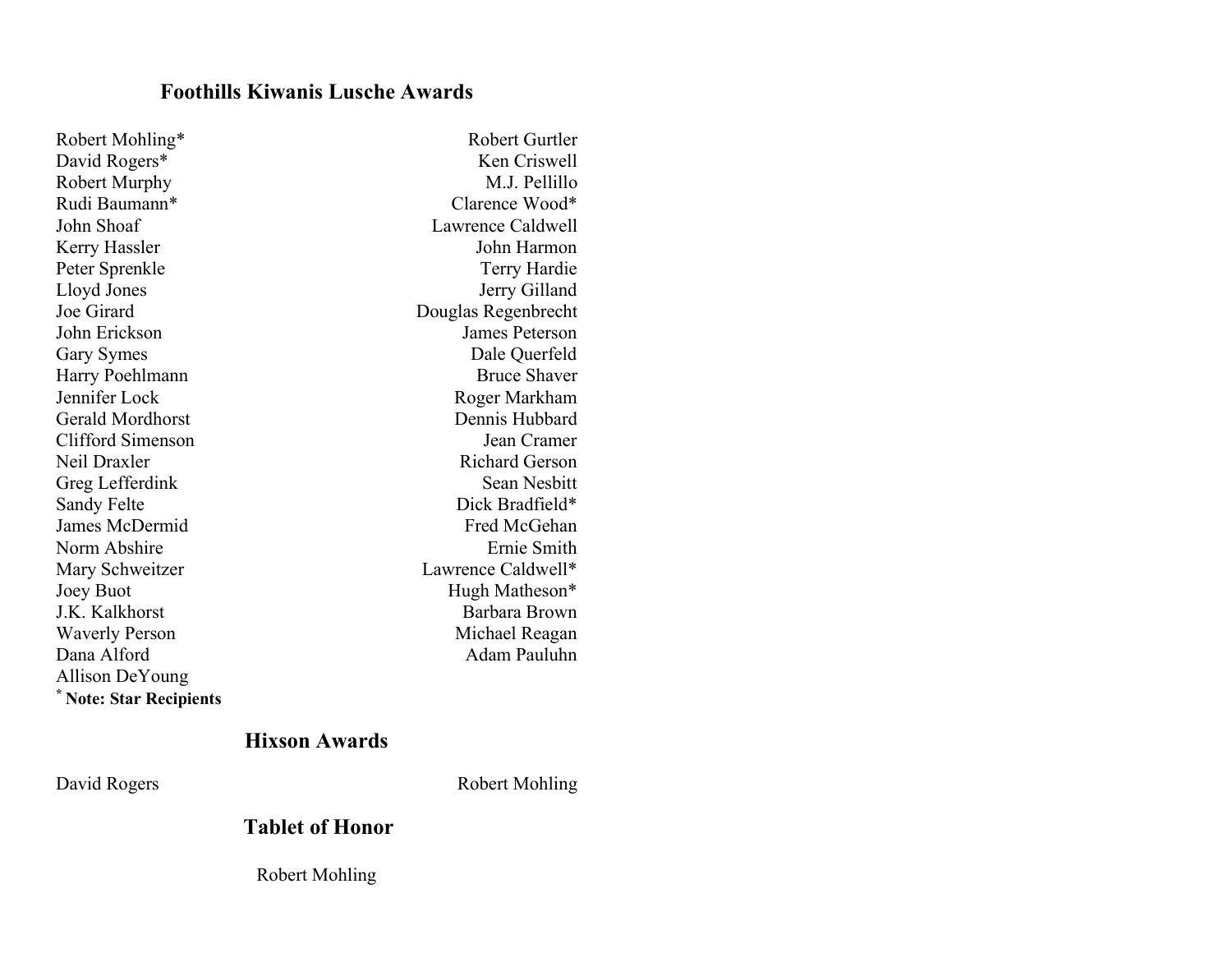## Foothills Kiwanis Lusche Awards

Robert Mohling*
David Rogers*
Robert Murphy
Rudi Baumann*
John Shoaf
Kerry Hassler
Peter Sprenkle
Lloyd Jones
Joe Girard
John Erickson
Gary Symes
Harry Poehlmann
Jennifer Lock
Gerald Mordhorst
Clifford Simenson
Neil Draxler
Greg Lefferdink
Sandy Felte
James McDermid
Norm Abshire
Mary Schweitzer
Joey Buot
J.K. Kalkhorst
Waverly Person
Dana Alford
Allison DeYoung

Robert Gurtler
Ken Criswell
M.J. Pellillo
Clarence Wood*
Lawrence Caldwell
John Harmon
Terry Hardie
Jerry Gilland
Douglas Regenbrecht
James Peterson
Dale Querfeld
Bruce Shaver
Roger Markham
Dennis Hubbard
Jean Cramer
Richard Gerson
Sean Nesbitt
Dick Bradfield*
Fred McGehan
Ernie Smith
Lawrence Caldwell*
Hugh Matheson*
Barbara Brown
Michael Reagan
Adam Pauluhn

* **Note: Star Recipients**

## Hixson Awards

David Rogers
Robert Mohling

## Tablet of Honor

Robert Mohling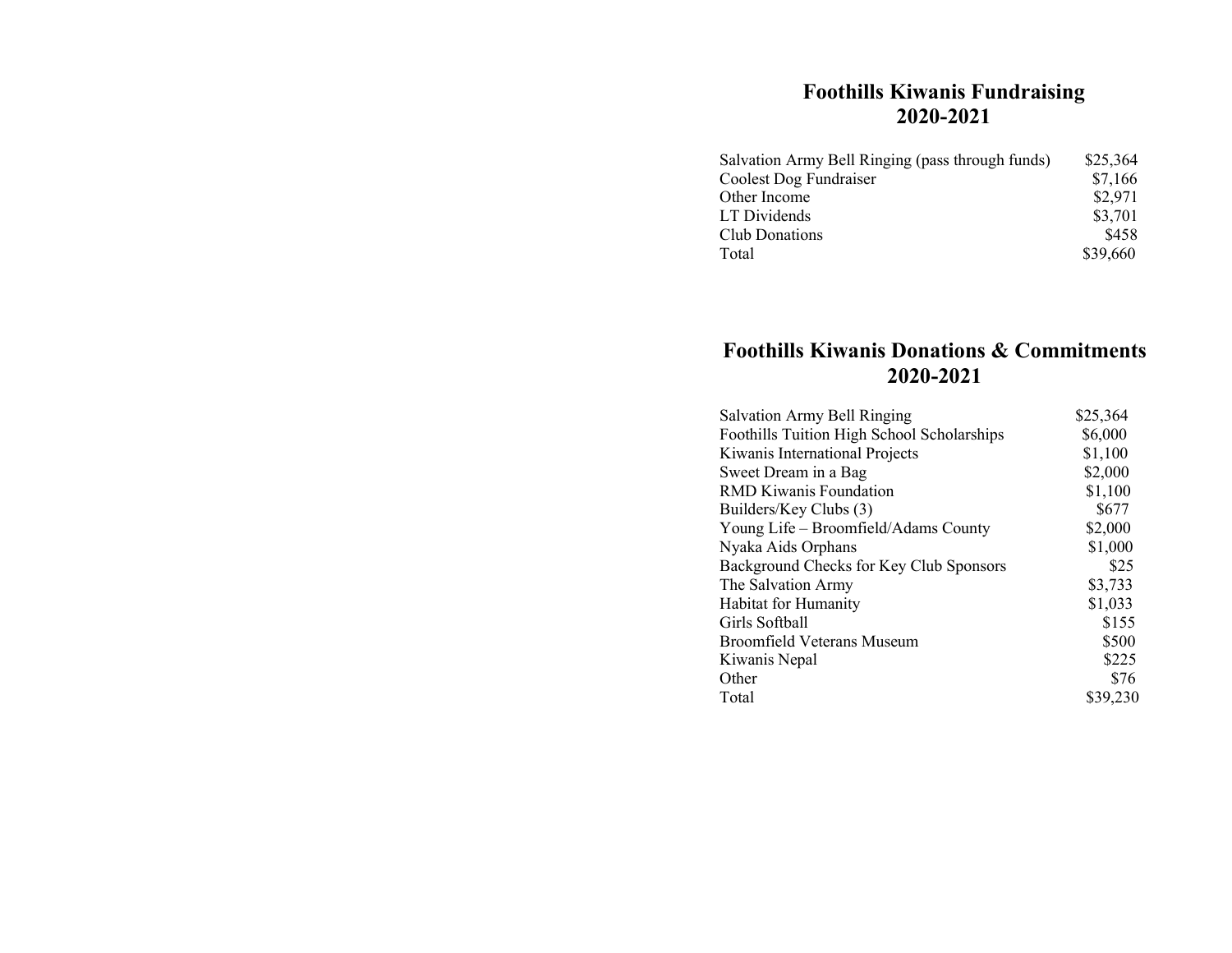## Foothills Kiwanis Fundraising 2020-2021

| | |
|---|---|
| Salvation Army Bell Ringing (pass through funds) | $25,364 |
| Coolest Dog Fundraiser | $7,166 |
| Other Income | $2,971 |
| LT Dividends | $3,701 |
| Club Donations | $458 |
| Total | $39,660 |

## Foothills Kiwanis Donations & Commitments 2020-2021

| | |
|---|---|
| Salvation Army Bell Ringing | $25,364 |
| Foothills Tuition High School Scholarships | $6,000 |
| Kiwanis International Projects | $1,100 |
| Sweet Dream in a Bag | $2,000 |
| RMD Kiwanis Foundation | $1,100 |
| Builders/Key Clubs (3) | $677 |
| Young Life – Broomfield/Adams County | $2,000 |
| Nyaka Aids Orphans | $1,000 |
| Background Checks for Key Club Sponsors | $25 |
| The Salvation Army | $3,733 |
| Habitat for Humanity | $1,033 |
| Girls Softball | $155 |
| Broomfield Veterans Museum | $500 |
| Kiwanis Nepal | $225 |
| Other | $76 |
| Total | $39,230 |